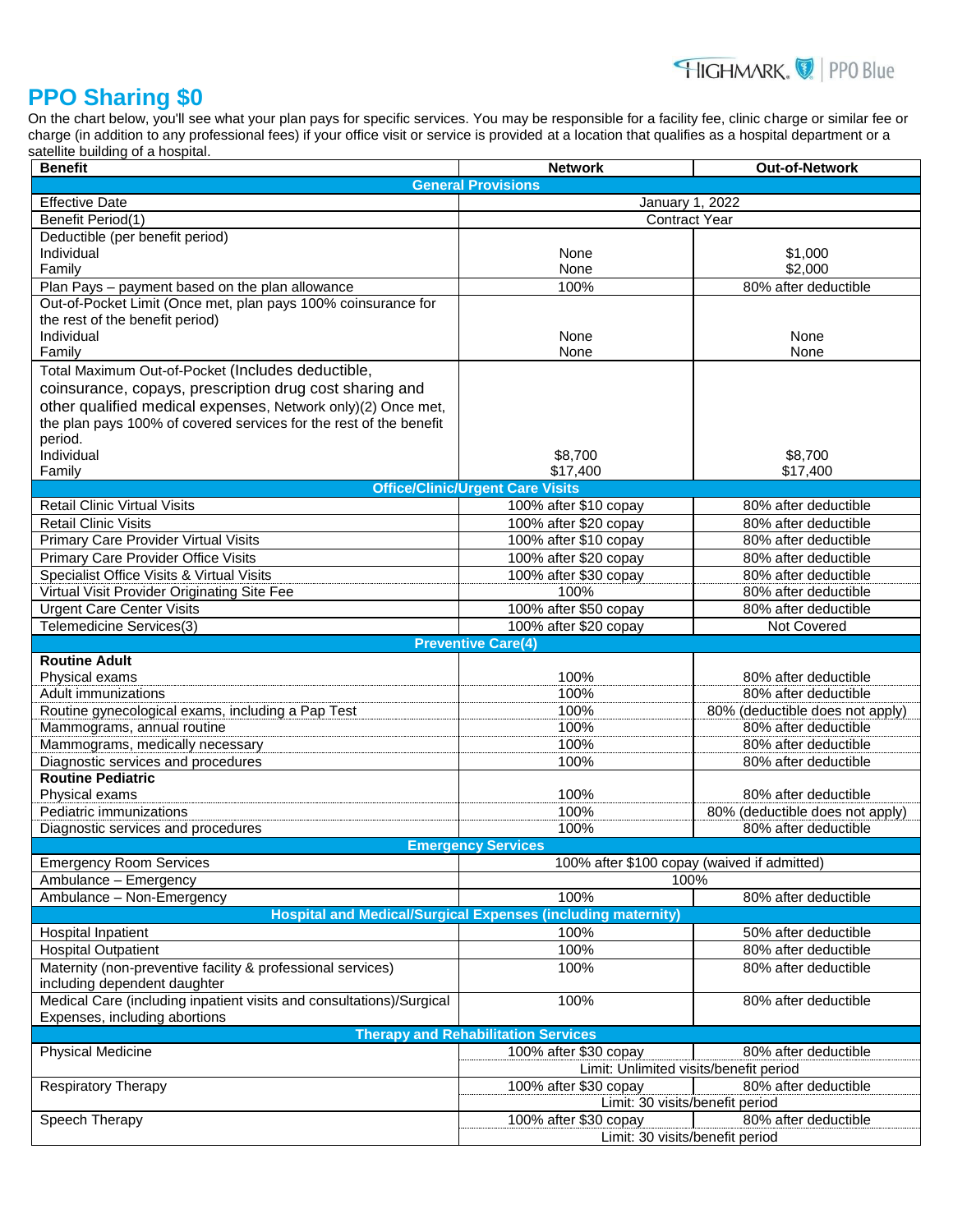# PPO Sharing $0

On the chart below, you'll see what your plan pays for specific services. You may be responsible for a facility fee, clinic charge or similar fee or charge (in addition to any professional fees) if your office visit or service is provided at a location that qualifies as a hospital department or a satellite building of a hospital.

| Benefit | Network | Out-of-Network |
|---|---|---|
| **General Provisions** | | |
| Effective Date | January 1, 2022 | |
| Benefit Period(1) | Contract Year | |
| Deductible (per benefit period)<br>Individual<br>Family | <br>None<br>None | <br>$1,000<br>$2,000 |
| Plan Pays – payment based on the plan allowance | 100% | 80% after deductible |
| Out-of-Pocket Limit (Once met, plan pays 100% coinsurance for the rest of the benefit period)<br>Individual<br>Family | <br>None<br>None | <br>None<br>None |
| Total Maximum Out-of-Pocket (Includes deductible, coinsurance, copays, prescription drug cost sharing and other qualified medical expenses, Network only)(2) Once met, the plan pays 100% of covered services for the rest of the benefit period.<br>Individual<br>Family | <br>$8,700<br>$17,400 | <br>$8,700<br>$17,400 |
| **Office/Clinic/Urgent Care Visits** | | |
| Retail Clinic Virtual Visits | 100% after $10 copay | 80% after deductible |
| Retail Clinic Visits | 100% after $20 copay | 80% after deductible |
| Primary Care Provider Virtual Visits | 100% after $10 copay | 80% after deductible |
| Primary Care Provider Office Visits | 100% after $20 copay | 80% after deductible |
| Specialist Office Visits & Virtual Visits | 100% after $30 copay | 80% after deductible |
| Virtual Visit Provider Originating Site Fee | 100% | 80% after deductible |
| Urgent Care Center Visits | 100% after $50 copay | 80% after deductible |
| Telemedicine Services(3) | 100% after $20 copay | Not Covered |
| **Preventive Care(4)** | | |
| **Routine Adult** | | |
| Physical exams | 100% | 80% after deductible |
| Adult immunizations | 100% | 80% after deductible |
| Routine gynecological exams, including a Pap Test | 100% | 80% (deductible does not apply) |
| Mammograms, annual routine | 100% | 80% after deductible |
| Mammograms, medically necessary | 100% | 80% after deductible |
| Diagnostic services and procedures | 100% | 80% after deductible |
| **Routine Pediatric** | | |
| Physical exams | 100% | 80% after deductible |
| Pediatric immunizations | 100% | 80% (deductible does not apply) |
| Diagnostic services and procedures | 100% | 80% after deductible |
| **Emergency Services** | | |
| Emergency Room Services | 100% after $100 copay (waived if admitted) | |
| Ambulance – Emergency | 100% | |
| Ambulance – Non-Emergency | 100% | 80% after deductible |
| **Hospital and Medical/Surgical Expenses (including maternity)** | | |
| Hospital Inpatient | 100% | 50% after deductible |
| Hospital Outpatient | 100% | 80% after deductible |
| Maternity (non-preventive facility & professional services) including dependent daughter | 100% | 80% after deductible |
| Medical Care (including inpatient visits and consultations)/Surgical Expenses, including abortions | 100% | 80% after deductible |
| **Therapy and Rehabilitation Services** | | |
| Physical Medicine | 100% after $30 copay | 80% after deductible |
| | Limit: Unlimited visits/benefit period | |
| Respiratory Therapy | 100% after $30 copay | 80% after deductible |
| | Limit: 30 visits/benefit period | |
| Speech Therapy | 100% after $30 copay | 80% after deductible |
| | Limit: 30 visits/benefit period | |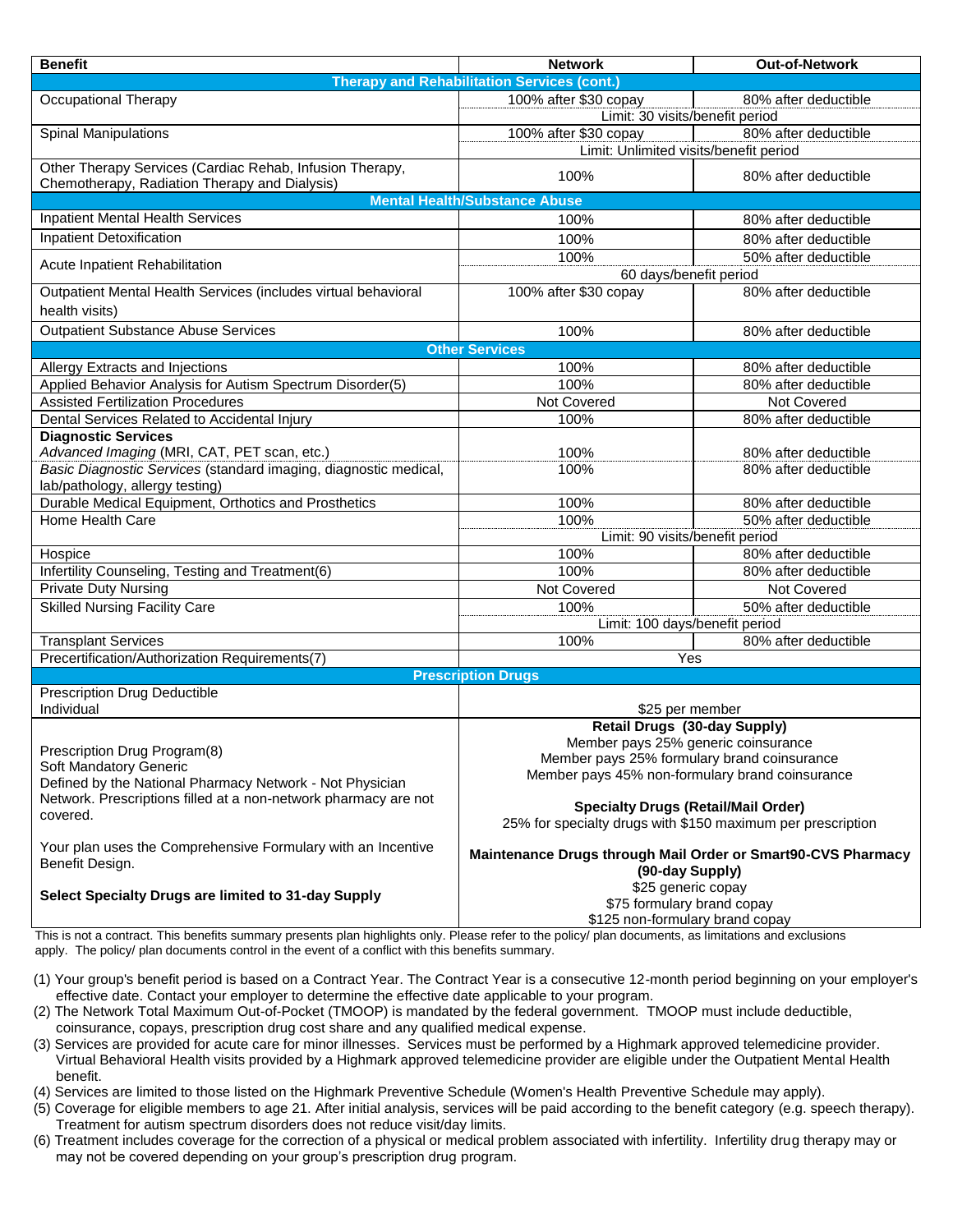| Benefit | Network | Out-of-Network |
|---|---|---|
| **Therapy and Rehabilitation Services (cont.)** | | |
| Occupational Therapy | 100% after $30 copay | 80% after deductible |
| | Limit: 30 visits/benefit period | |
| Spinal Manipulations | 100% after $30 copay | 80% after deductible |
| | Limit: Unlimited visits/benefit period | |
| Other Therapy Services (Cardiac Rehab, Infusion Therapy, Chemotherapy, Radiation Therapy and Dialysis) | 100% | 80% after deductible |
| **Mental Health/Substance Abuse** | | |
| Inpatient Mental Health Services | 100% | 80% after deductible |
| Inpatient Detoxification | 100% | 80% after deductible |
| Acute Inpatient Rehabilitation | 100% | 50% after deductible |
| | 60 days/benefit period | |
| Outpatient Mental Health Services (includes virtual behavioral health visits) | 100% after $30 copay | 80% after deductible |
| Outpatient Substance Abuse Services | 100% | 80% after deductible |
| **Other Services** | | |
| Allergy Extracts and Injections | 100% | 80% after deductible |
| Applied Behavior Analysis for Autism Spectrum Disorder(5) | 100% | 80% after deductible |
| Assisted Fertilization Procedures | Not Covered | Not Covered |
| Dental Services Related to Accidental Injury | 100% | 80% after deductible |
| **Diagnostic Services** | | |
| *Advanced Imaging* (MRI, CAT, PET scan, etc.) | 100% | 80% after deductible |
| *Basic Diagnostic Services* (standard imaging, diagnostic medical, lab/pathology, allergy testing) | 100% | 80% after deductible |
| Durable Medical Equipment, Orthotics and Prosthetics | 100% | 80% after deductible |
| Home Health Care | 100% | 50% after deductible |
| | Limit: 90 visits/benefit period | |
| Hospice | 100% | 80% after deductible |
| Infertility Counseling, Testing and Treatment(6) | 100% | 80% after deductible |
| Private Duty Nursing | Not Covered | Not Covered |
| Skilled Nursing Facility Care | 100% | 50% after deductible |
| | Limit: 100 days/benefit period | |
| Transplant Services | 100% | 80% after deductible |
| Precertification/Authorization Requirements(7) | Yes | |
| **Prescription Drugs** | | |
| Prescription Drug Deductible<br>Individual | $25 per member | |
| Prescription Drug Program(8)<br>Soft Mandatory Generic<br>Defined by the National Pharmacy Network - Not Physician Network. Prescriptions filled at a non-network pharmacy are not covered.<br><br>Your plan uses the Comprehensive Formulary with an Incentive Benefit Design.<br><br>**Select Specialty Drugs are limited to 31-day Supply** | **Retail Drugs (30-day Supply)**<br>Member pays 25% generic coinsurance<br>Member pays 25% formulary brand coinsurance<br>Member pays 45% non-formulary brand coinsurance<br><br>**Specialty Drugs (Retail/Mail Order)**<br>25% for specialty drugs with $150 maximum per prescription<br><br>**Maintenance Drugs through Mail Order or Smart90-CVS Pharmacy (90-day Supply)**<br>$25 generic copay<br>$75 formulary brand copay<br>$125 non-formulary brand copay | |

This is not a contract. This benefits summary presents plan highlights only. Please refer to the policy/ plan documents, as limitations and exclusions apply. The policy/ plan documents control in the event of a conflict with this benefits summary.

(1) Your group's benefit period is based on a Contract Year. The Contract Year is a consecutive 12-month period beginning on your employer's effective date. Contact your employer to determine the effective date applicable to your program.
(2) The Network Total Maximum Out-of-Pocket (TMOOP) is mandated by the federal government. TMOOP must include deductible, coinsurance, copays, prescription drug cost share and any qualified medical expense.
(3) Services are provided for acute care for minor illnesses. Services must be performed by a Highmark approved telemedicine provider. Virtual Behavioral Health visits provided by a Highmark approved telemedicine provider are eligible under the Outpatient Mental Health benefit.
(4) Services are limited to those listed on the Highmark Preventive Schedule (Women's Health Preventive Schedule may apply).
(5) Coverage for eligible members to age 21. After initial analysis, services will be paid according to the benefit category (e.g. speech therapy). Treatment for autism spectrum disorders does not reduce visit/day limits.
(6) Treatment includes coverage for the correction of a physical or medical problem associated with infertility. Infertility drug therapy may or may not be covered depending on your group's prescription drug program.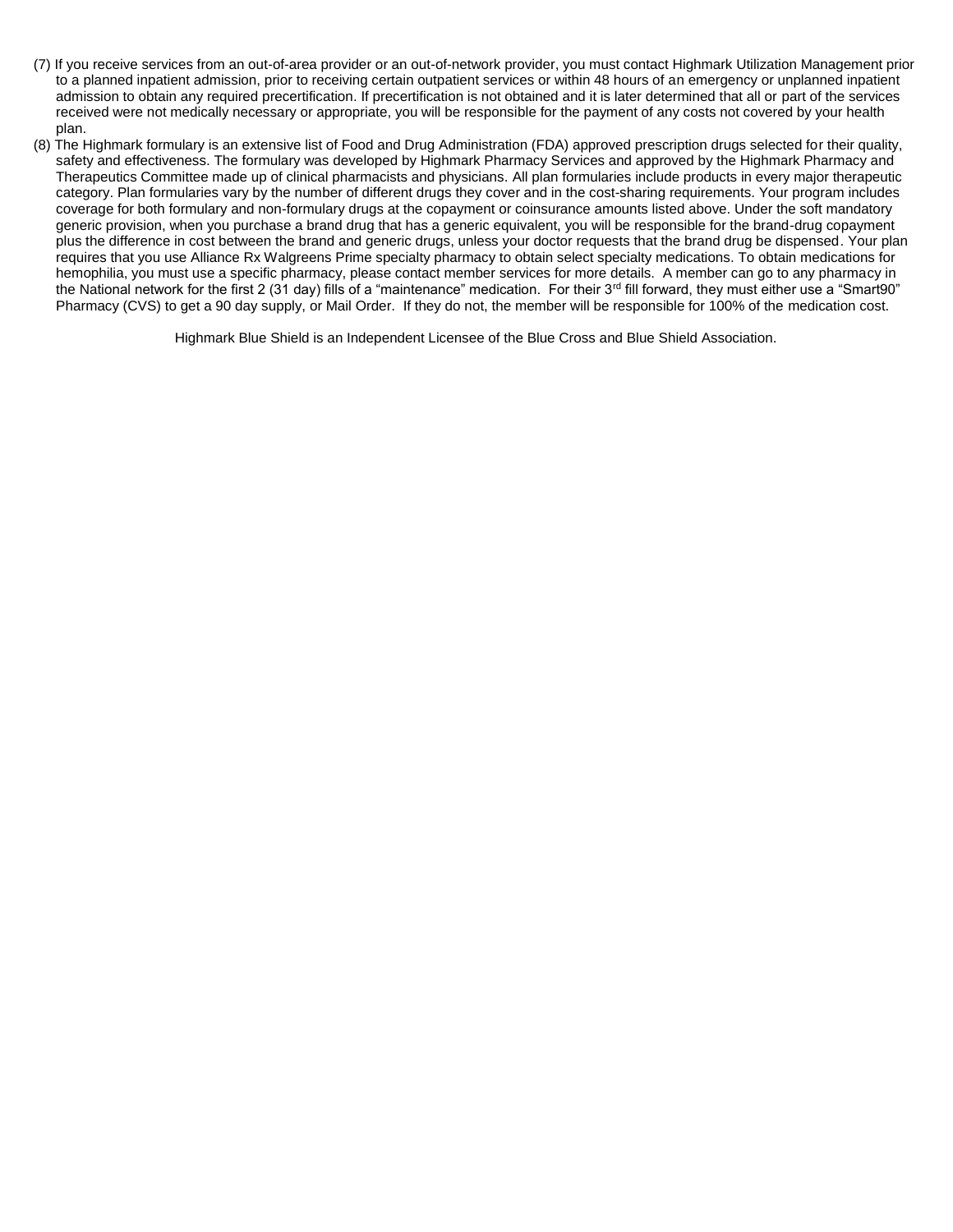(7) If you receive services from an out-of-area provider or an out-of-network provider, you must contact Highmark Utilization Management prior to a planned inpatient admission, prior to receiving certain outpatient services or within 48 hours of an emergency or unplanned inpatient admission to obtain any required precertification. If precertification is not obtained and it is later determined that all or part of the services received were not medically necessary or appropriate, you will be responsible for the payment of any costs not covered by your health plan.

(8) The Highmark formulary is an extensive list of Food and Drug Administration (FDA) approved prescription drugs selected for their quality, safety and effectiveness. The formulary was developed by Highmark Pharmacy Services and approved by the Highmark Pharmacy and Therapeutics Committee made up of clinical pharmacists and physicians. All plan formularies include products in every major therapeutic category. Plan formularies vary by the number of different drugs they cover and in the cost-sharing requirements. Your program includes coverage for both formulary and non-formulary drugs at the copayment or coinsurance amounts listed above. Under the soft mandatory generic provision, when you purchase a brand drug that has a generic equivalent, you will be responsible for the brand-drug copayment plus the difference in cost between the brand and generic drugs, unless your doctor requests that the brand drug be dispensed. Your plan requires that you use Alliance Rx Walgreens Prime specialty pharmacy to obtain select specialty medications. To obtain medications for hemophilia, you must use a specific pharmacy, please contact member services for more details. A member can go to any pharmacy in the National network for the first 2 (31 day) fills of a "maintenance" medication. For their 3rd fill forward, they must either use a "Smart90" Pharmacy (CVS) to get a 90 day supply, or Mail Order. If they do not, the member will be responsible for 100% of the medication cost.

Highmark Blue Shield is an Independent Licensee of the Blue Cross and Blue Shield Association.